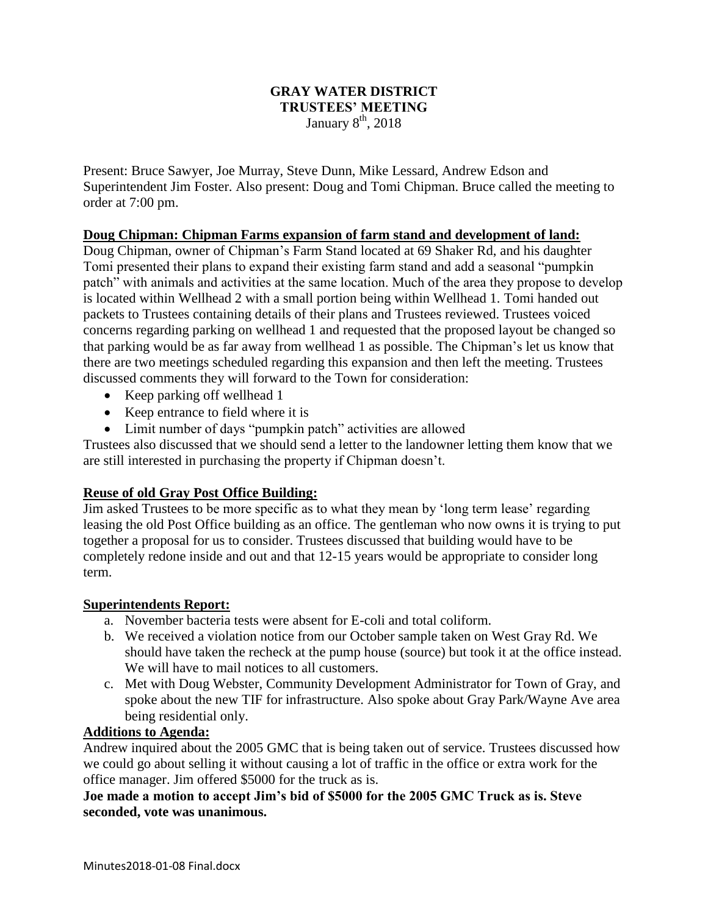# GRAY WATER DISTRICT
## TRUSTEES' MEETING
January 8th, 2018

Present: Bruce Sawyer, Joe Murray, Steve Dunn, Mike Lessard, Andrew Edson and Superintendent Jim Foster. Also present: Doug and Tomi Chipman. Bruce called the meeting to order at 7:00 pm.

**Doug Chipman: Chipman Farms expansion of farm stand and development of land:**

Doug Chipman, owner of Chipman's Farm Stand located at 69 Shaker Rd, and his daughter Tomi presented their plans to expand their existing farm stand and add a seasonal "pumpkin patch" with animals and activities at the same location. Much of the area they propose to develop is located within Wellhead 2 with a small portion being within Wellhead 1. Tomi handed out packets to Trustees containing details of their plans and Trustees reviewed. Trustees voiced concerns regarding parking on wellhead 1 and requested that the proposed layout be changed so that parking would be as far away from wellhead 1 as possible. The Chipman's let us know that there are two meetings scheduled regarding this expansion and then left the meeting. Trustees discussed comments they will forward to the Town for consideration:

- Keep parking off wellhead 1
- Keep entrance to field where it is
- Limit number of days "pumpkin patch" activities are allowed

Trustees also discussed that we should send a letter to the landowner letting them know that we are still interested in purchasing the property if Chipman doesn't.

**Reuse of old Gray Post Office Building:**

Jim asked Trustees to be more specific as to what they mean by 'long term lease' regarding leasing the old Post Office building as an office. The gentleman who now owns it is trying to put together a proposal for us to consider. Trustees discussed that building would have to be completely redone inside and out and that 12-15 years would be appropriate to consider long term.

**Superintendents Report:**

a. November bacteria tests were absent for E-coli and total coliform.
b. We received a violation notice from our October sample taken on West Gray Rd. We should have taken the recheck at the pump house (source) but took it at the office instead. We will have to mail notices to all customers.
c. Met with Doug Webster, Community Development Administrator for Town of Gray, and spoke about the new TIF for infrastructure. Also spoke about Gray Park/Wayne Ave area being residential only.

**Additions to Agenda:**

Andrew inquired about the 2005 GMC that is being taken out of service. Trustees discussed how we could go about selling it without causing a lot of traffic in the office or extra work for the office manager. Jim offered $5000 for the truck as is.

**Joe made a motion to accept Jim's bid of $5000 for the 2005 GMC Truck as is. Steve seconded, vote was unanimous.**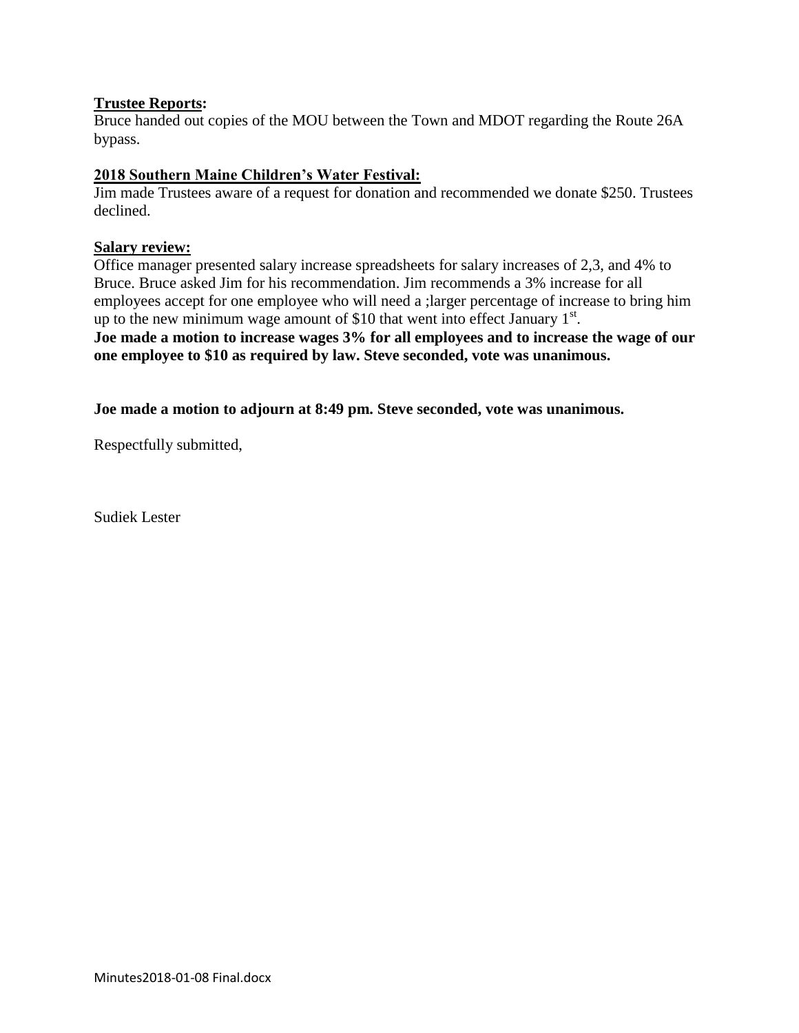**Trustee Reports:**

Bruce handed out copies of the MOU between the Town and MDOT regarding the Route 26A bypass.

**2018 Southern Maine Children's Water Festival:**

Jim made Trustees aware of a request for donation and recommended we donate $250. Trustees declined.

**Salary review:**

Office manager presented salary increase spreadsheets for salary increases of 2,3, and 4% to Bruce. Bruce asked Jim for his recommendation. Jim recommends a 3% increase for all employees accept for one employee who will need a ;larger percentage of increase to bring him up to the new minimum wage amount of $10 that went into effect January 1st.

**Joe made a motion to increase wages 3% for all employees and to increase the wage of our one employee to $10 as required by law. Steve seconded, vote was unanimous.**

**Joe made a motion to adjourn at 8:49 pm. Steve seconded, vote was unanimous.**

Respectfully submitted,

Sudiek Lester

Minutes2018-01-08 Final.docx